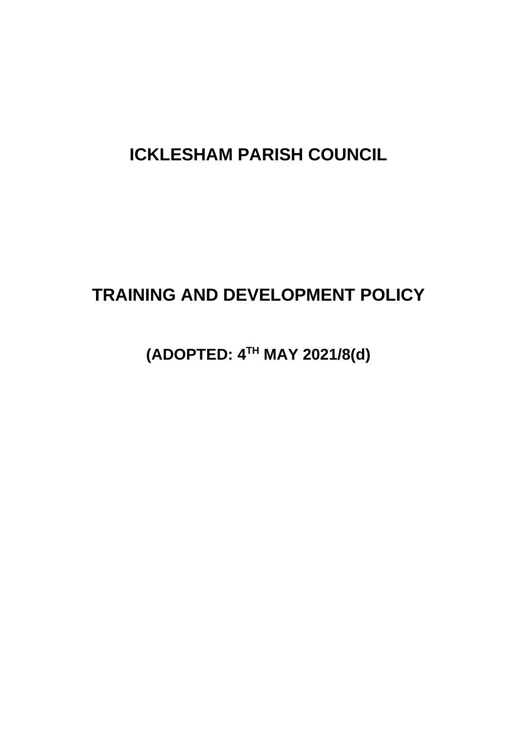# ICKLESHAM PARISH COUNCIL

# TRAINING AND DEVELOPMENT POLICY

## (ADOPTED: 4$^{TH}$ MAY 2021/8(d))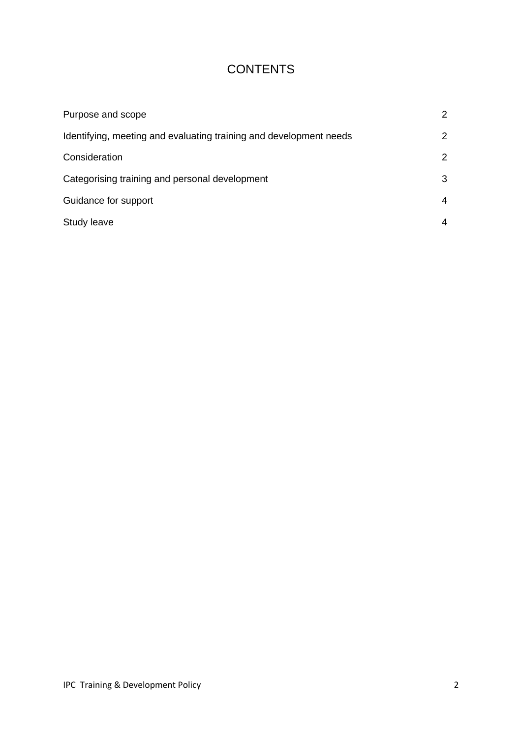# CONTENTS

| | |
|---|---|
| Purpose and scope | 2 |
| Identifying, meeting and evaluating training and development needs | 2 |
| Consideration | 2 |
| Categorising training and personal development | 3 |
| Guidance for support | 4 |
| Study leave | 4 |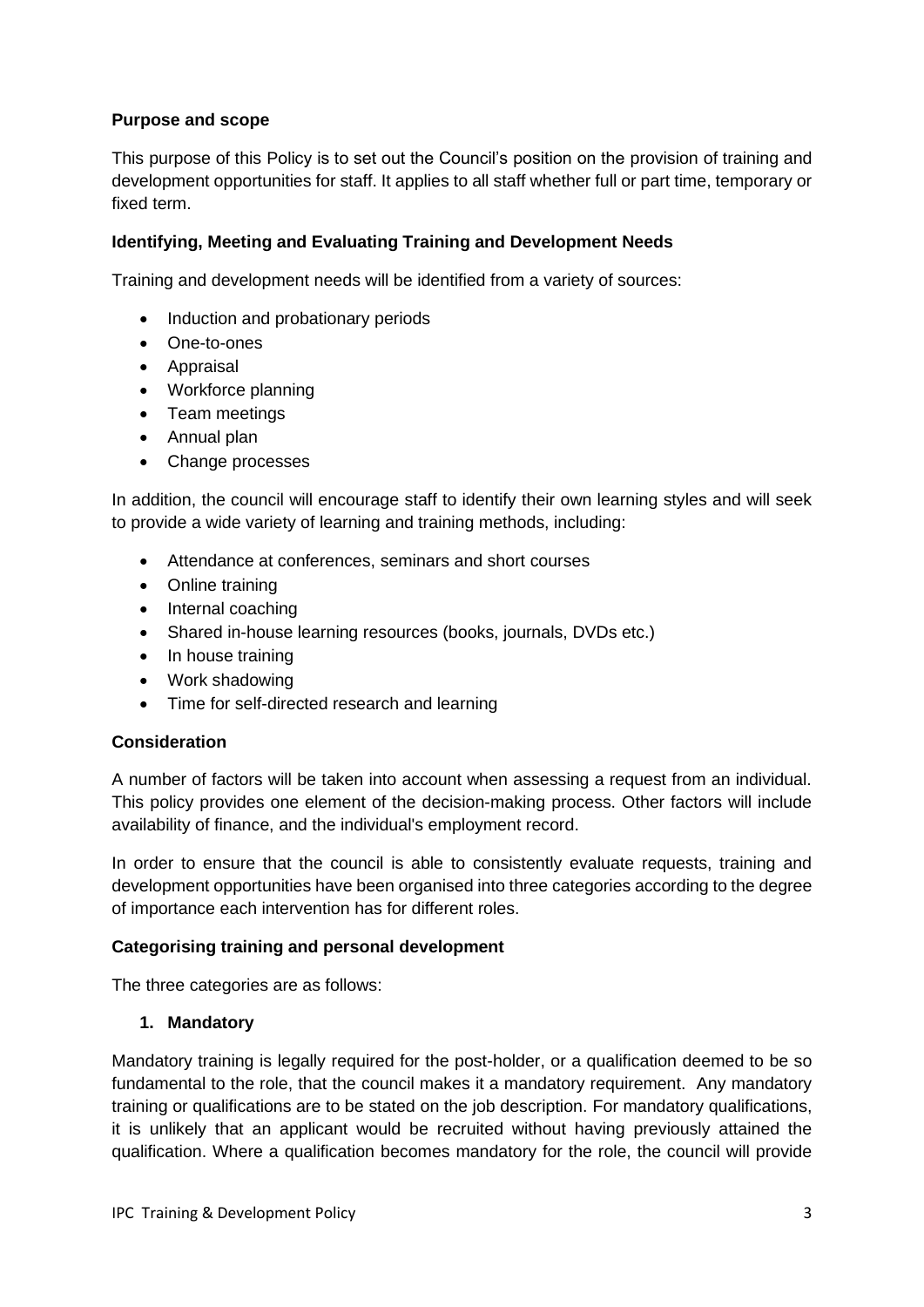**Purpose and scope**

This purpose of this Policy is to set out the Council's position on the provision of training and development opportunities for staff. It applies to all staff whether full or part time, temporary or fixed term.

**Identifying, Meeting and Evaluating Training and Development Needs**

Training and development needs will be identified from a variety of sources:

- Induction and probationary periods
- One-to-ones
- Appraisal
- Workforce planning
- Team meetings
- Annual plan
- Change processes

In addition, the council will encourage staff to identify their own learning styles and will seek to provide a wide variety of learning and training methods, including:

- Attendance at conferences, seminars and short courses
- Online training
- Internal coaching
- Shared in-house learning resources (books, journals, DVDs etc.)
- In house training
- Work shadowing
- Time for self-directed research and learning

**Consideration**

A number of factors will be taken into account when assessing a request from an individual. This policy provides one element of the decision-making process. Other factors will include availability of finance, and the individual's employment record.

In order to ensure that the council is able to consistently evaluate requests, training and development opportunities have been organised into three categories according to the degree of importance each intervention has for different roles.

**Categorising training and personal development**

The three categories are as follows:

1. **Mandatory**

Mandatory training is legally required for the post-holder, or a qualification deemed to be so fundamental to the role, that the council makes it a mandatory requirement. Any mandatory training or qualifications are to be stated on the job description. For mandatory qualifications, it is unlikely that an applicant would be recruited without having previously attained the qualification. Where a qualification becomes mandatory for the role, the council will provide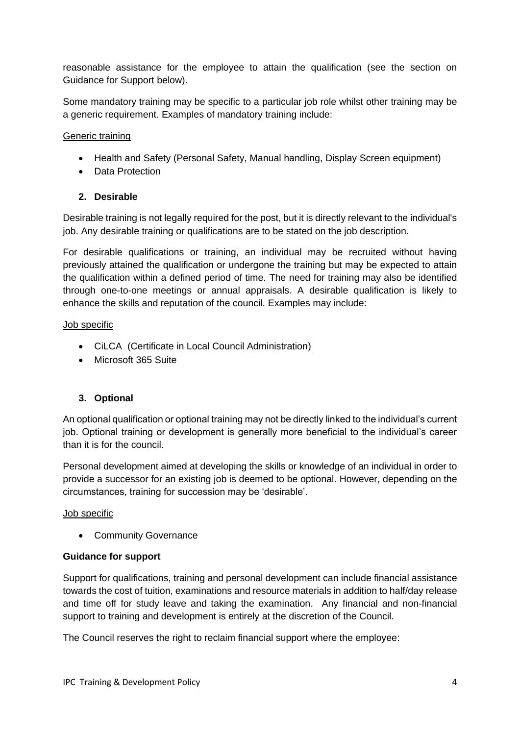reasonable assistance for the employee to attain the qualification (see the section on Guidance for Support below).

Some mandatory training may be specific to a particular job role whilst other training may be a generic requirement. Examples of mandatory training include:

<u>Generic training</u>

- Health and Safety (Personal Safety, Manual handling, Display Screen equipment)
- Data Protection

### 2. Desirable

Desirable training is not legally required for the post, but it is directly relevant to the individual's job. Any desirable training or qualifications are to be stated on the job description.

For desirable qualifications or training, an individual may be recruited without having previously attained the qualification or undergone the training but may be expected to attain the qualification within a defined period of time. The need for training may also be identified through one-to-one meetings or annual appraisals. A desirable qualification is likely to enhance the skills and reputation of the council. Examples may include:

<u>Job specific</u>

- CiLCA (Certificate in Local Council Administration)
- Microsoft 365 Suite

### 3. Optional

An optional qualification or optional training may not be directly linked to the individual's current job. Optional training or development is generally more beneficial to the individual's career than it is for the council.

Personal development aimed at developing the skills or knowledge of an individual in order to provide a successor for an existing job is deemed to be optional. However, depending on the circumstances, training for succession may be 'desirable'.

<u>Job specific</u>

- Community Governance

**Guidance for support**

Support for qualifications, training and personal development can include financial assistance towards the cost of tuition, examinations and resource materials in addition to half/day release and time off for study leave and taking the examination. Any financial and non-financial support to training and development is entirely at the discretion of the Council.

The Council reserves the right to reclaim financial support where the employee: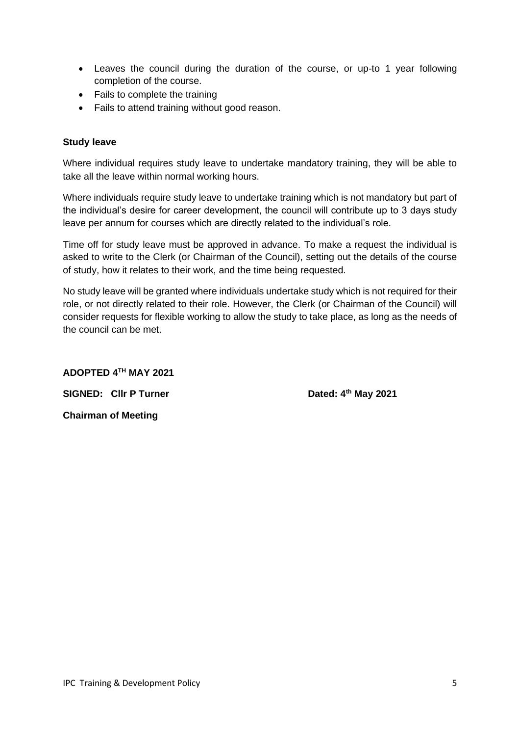- Leaves the council during the duration of the course, or up-to 1 year following completion of the course.
- Fails to complete the training
- Fails to attend training without good reason.

**Study leave**

Where individual requires study leave to undertake mandatory training, they will be able to take all the leave within normal working hours.

Where individuals require study leave to undertake training which is not mandatory but part of the individual's desire for career development, the council will contribute up to 3 days study leave per annum for courses which are directly related to the individual's role.

Time off for study leave must be approved in advance. To make a request the individual is asked to write to the Clerk (or Chairman of the Council), setting out the details of the course of study, how it relates to their work, and the time being requested.

No study leave will be granted where individuals undertake study which is not required for their role, or not directly related to their role. However, the Clerk (or Chairman of the Council) will consider requests for flexible working to allow the study to take place, as long as the needs of the council can be met.

**ADOPTED 4TH MAY 2021**

**SIGNED: Cllr P Turner** **Dated: 4th May 2021**

**Chairman of Meeting**